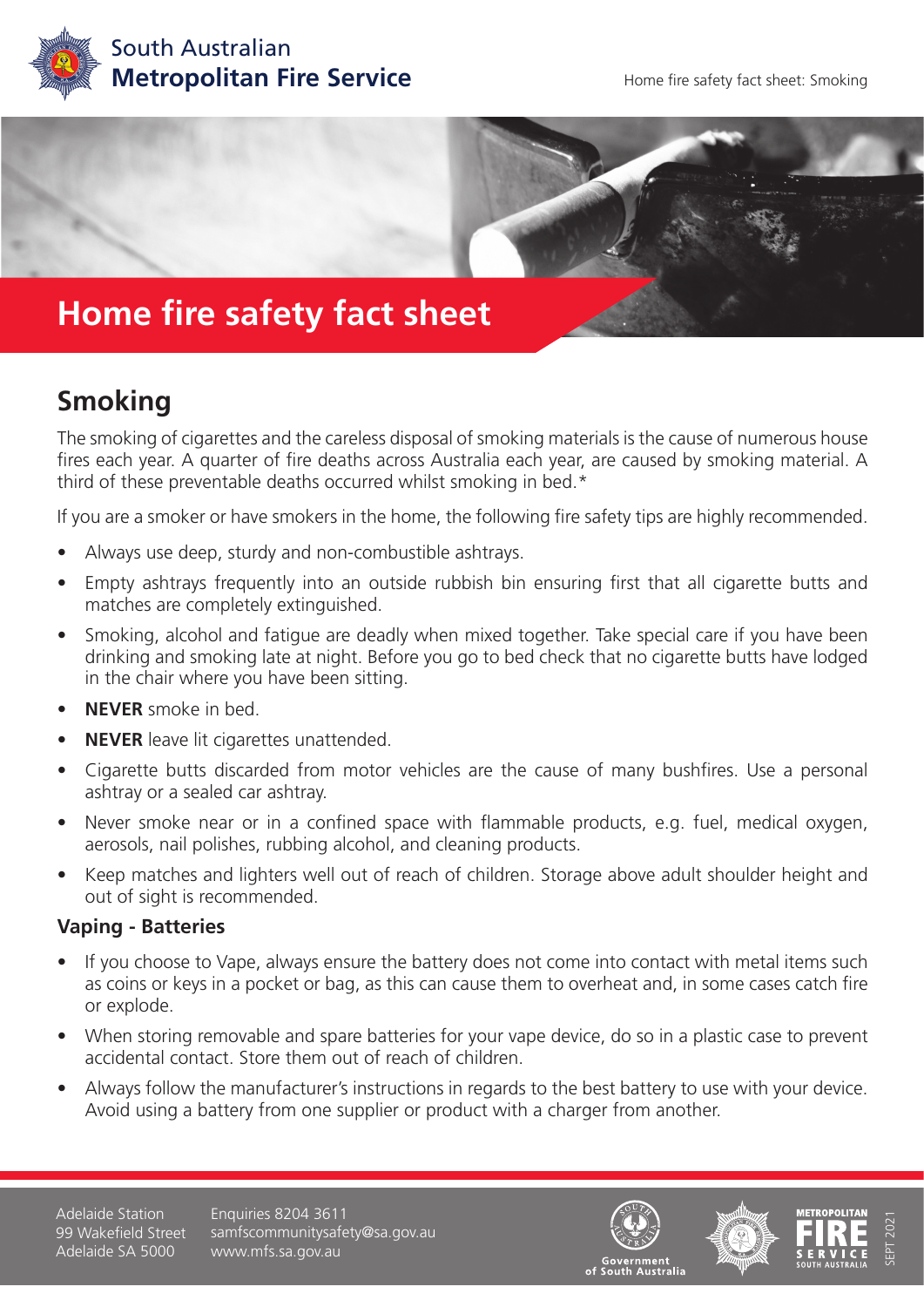South Australian
**Metropolitan Fire Service**

Home fire safety fact sheet: Smoking

# Home fire safety fact sheet

## Smoking

The smoking of cigarettes and the careless disposal of smoking materials is the cause of numerous house fires each year. A quarter of fire deaths across Australia each year, are caused by smoking material. A third of these preventable deaths occurred whilst smoking in bed.*

If you are a smoker or have smokers in the home, the following fire safety tips are highly recommended.

- Always use deep, sturdy and non-combustible ashtrays.
- Empty ashtrays frequently into an outside rubbish bin ensuring first that all cigarette butts and matches are completely extinguished.
- Smoking, alcohol and fatigue are deadly when mixed together. Take special care if you have been drinking and smoking late at night. Before you go to bed check that no cigarette butts have lodged in the chair where you have been sitting.
- **NEVER** smoke in bed.
- **NEVER** leave lit cigarettes unattended.
- Cigarette butts discarded from motor vehicles are the cause of many bushfires. Use a personal ashtray or a sealed car ashtray.
- Never smoke near or in a confined space with flammable products, e.g. fuel, medical oxygen, aerosols, nail polishes, rubbing alcohol, and cleaning products.
- Keep matches and lighters well out of reach of children. Storage above adult shoulder height and out of sight is recommended.

### Vaping - Batteries

- If you choose to Vape, always ensure the battery does not come into contact with metal items such as coins or keys in a pocket or bag, as this can cause them to overheat and, in some cases catch fire or explode.
- When storing removable and spare batteries for your vape device, do so in a plastic case to prevent accidental contact. Store them out of reach of children.
- Always follow the manufacturer's instructions in regards to the best battery to use with your device. Avoid using a battery from one supplier or product with a charger from another.

Adelaide Station
99 Wakefield Street
Adelaide SA 5000

Enquiries 8204 3611
samfscommunitysafety@sa.gov.au
www.mfs.sa.gov.au

Government of South Australia

SEPT 2021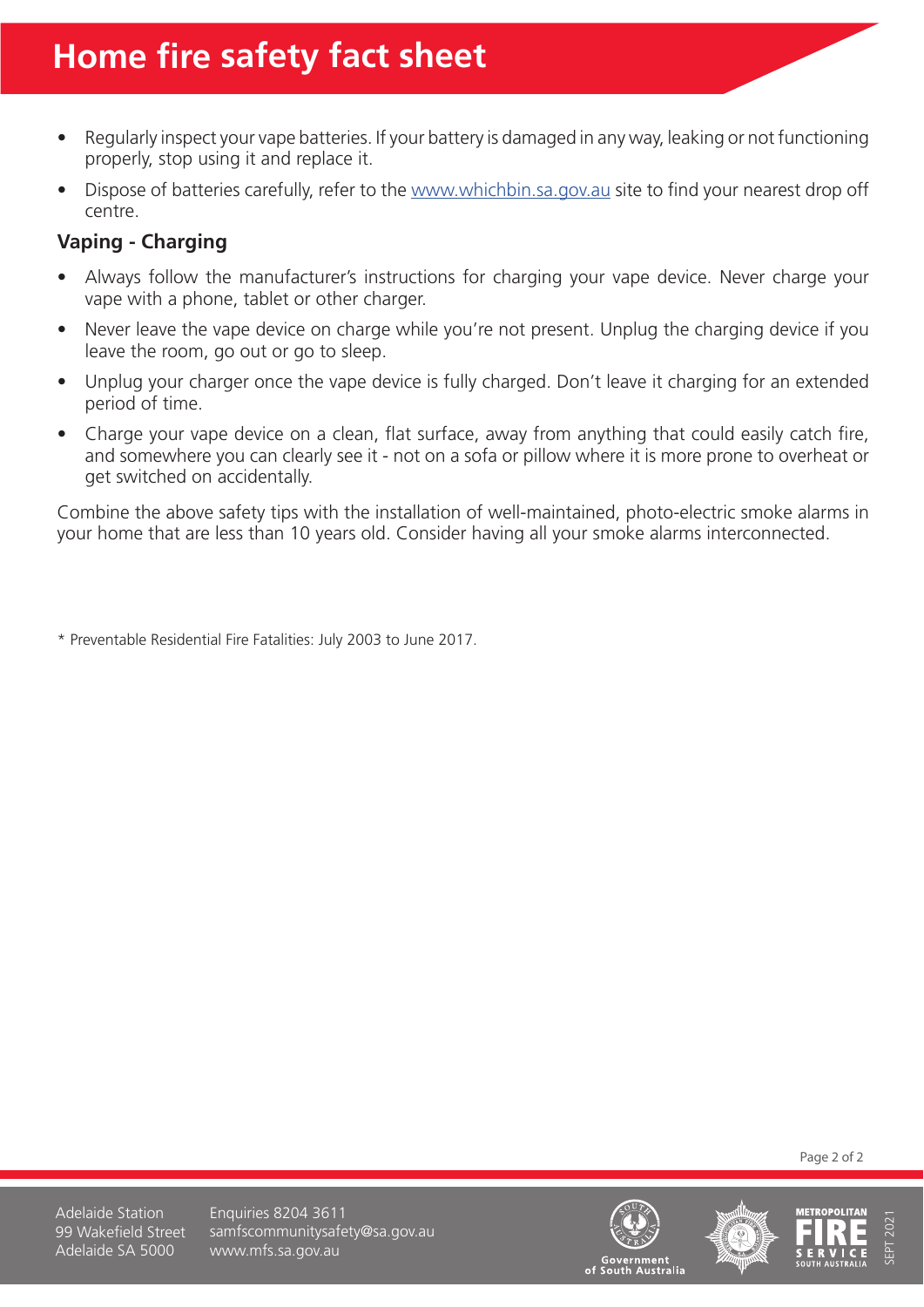- Regularly inspect your vape batteries. If your battery is damaged in any way, leaking or not functioning properly, stop using it and replace it.
- Dispose of batteries carefully, refer to the [www.whichbin.sa.gov.au](http://www.whichbin.sa.gov.au) site to find your nearest drop off centre.

### Vaping - Charging

- Always follow the manufacturer's instructions for charging your vape device. Never charge your vape with a phone, tablet or other charger.
- Never leave the vape device on charge while you're not present. Unplug the charging device if you leave the room, go out or go to sleep.
- Unplug your charger once the vape device is fully charged. Don't leave it charging for an extended period of time.
- Charge your vape device on a clean, flat surface, away from anything that could easily catch fire, and somewhere you can clearly see it - not on a sofa or pillow where it is more prone to overheat or get switched on accidentally.

Combine the above safety tips with the installation of well-maintained, photo-electric smoke alarms in your home that are less than 10 years old. Consider having all your smoke alarms interconnected.

* Preventable Residential Fire Fatalities: July 2003 to June 2017.

Adelaide Station
99 Wakefield Street
Adelaide SA 5000

Enquiries 8204 3611
samfscommunitysafety@sa.gov.au
www.mfs.sa.gov.au

SEPT 2021